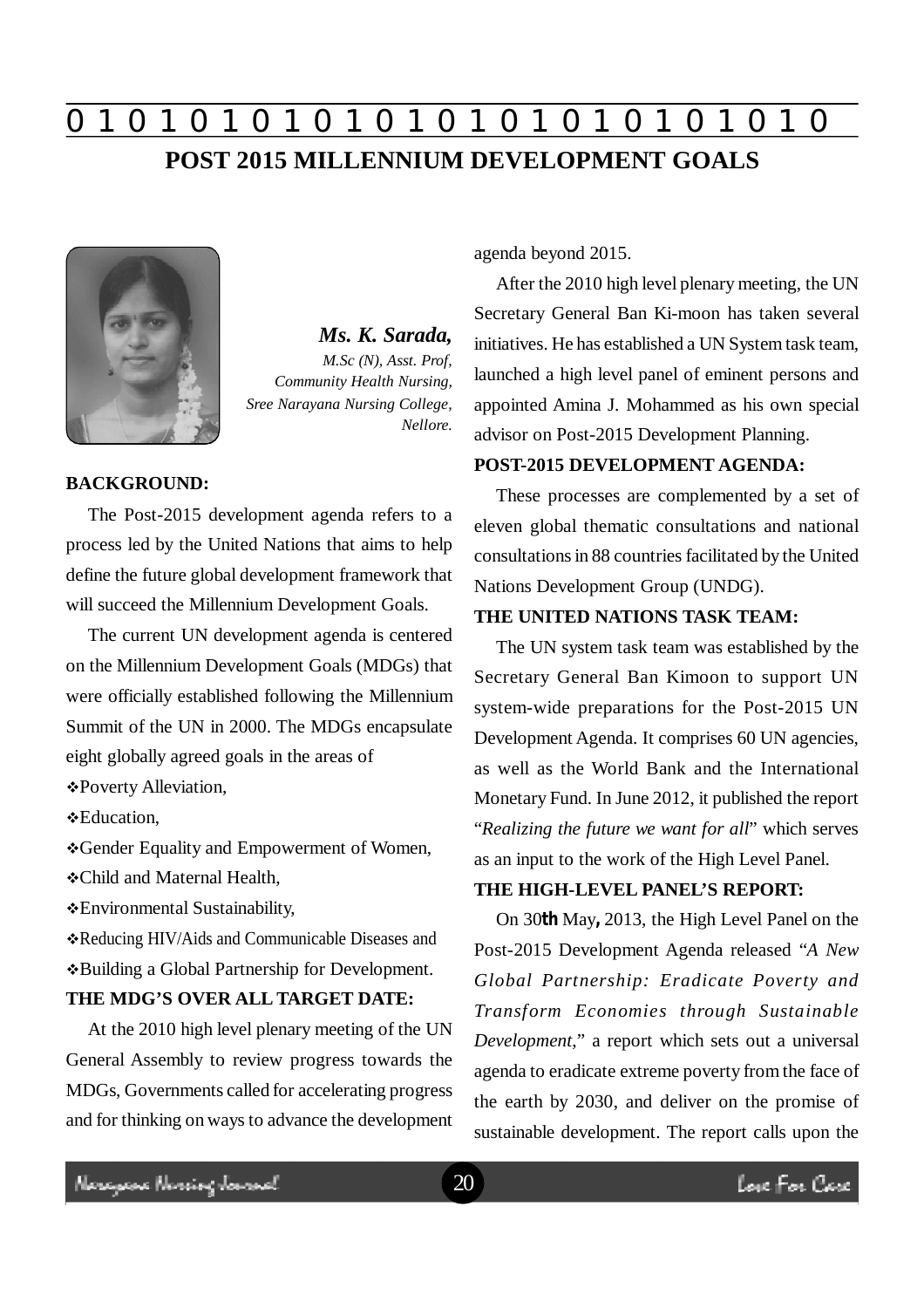# POST 2015 MILLENNIUM DEVELOPMENT GOALS

***Ms. K. Sarada,***
*M.Sc (N), Asst. Prof, Community Health Nursing, Sree Narayana Nursing College, Nellore.*

**BACKGROUND:**

The Post-2015 development agenda refers to a process led by the United Nations that aims to help define the future global development framework that will succeed the Millennium Development Goals.

The current UN development agenda is centered on the Millennium Development Goals (MDGs) that were officially established following the Millennium Summit of the UN in 2000. The MDGs encapsulate eight globally agreed goals in the areas of

- Poverty Alleviation,
- Education,
- Gender Equality and Empowerment of Women,
- Child and Maternal Health,
- Environmental Sustainability,
- Reducing HIV/Aids and Communicable Diseases and
- Building a Global Partnership for Development.

**THE MDG'S OVER ALL TARGET DATE:**

At the 2010 high level plenary meeting of the UN General Assembly to review progress towards the MDGs, Governments called for accelerating progress and for thinking on ways to advance the development agenda beyond 2015.

After the 2010 high level plenary meeting, the UN Secretary General Ban Ki-moon has taken several initiatives. He has established a UN System task team, launched a high level panel of eminent persons and appointed Amina J. Mohammed as his own special advisor on Post-2015 Development Planning.

**POST-2015 DEVELOPMENT AGENDA:**

These processes are complemented by a set of eleven global thematic consultations and national consultations in 88 countries facilitated by the United Nations Development Group (UNDG).

**THE UNITED NATIONS TASK TEAM:**

The UN system task team was established by the Secretary General Ban Kimoon to support UN system-wide preparations for the Post-2015 UN Development Agenda. It comprises 60 UN agencies, as well as the World Bank and the International Monetary Fund. In June 2012, it published the report "*Realizing the future we want for all*" which serves as an input to the work of the High Level Panel.

**THE HIGH-LEVEL PANEL'S REPORT:**

On 30**th** May**,** 2013, the High Level Panel on the Post-2015 Development Agenda released "*A New Global Partnership: Eradicate Poverty and Transform Economies through Sustainable Development*," a report which sets out a universal agenda to eradicate extreme poverty from the face of the earth by 2030, and deliver on the promise of sustainable development. The report calls upon the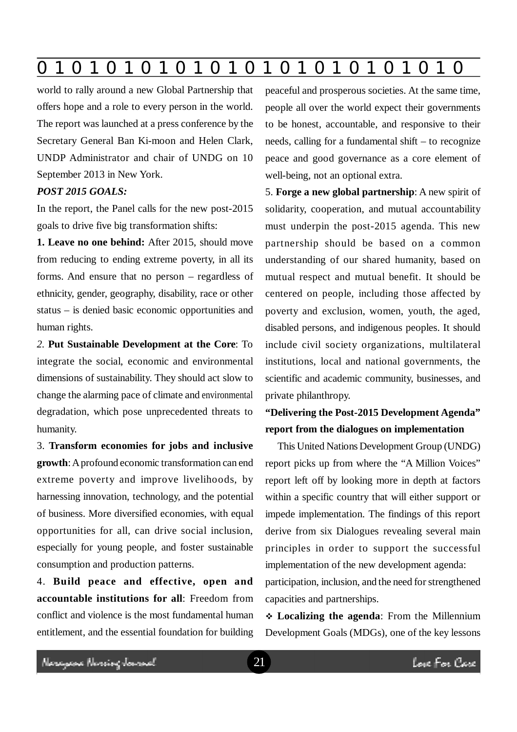world to rally around a new Global Partnership that offers hope and a role to every person in the world. The report was launched at a press conference by the Secretary General Ban Ki-moon and Helen Clark, UNDP Administrator and chair of UNDG on 10 September 2013 in New York.

***POST 2015 GOALS:***

In the report, the Panel calls for the new post-2015 goals to drive five big transformation shifts:

**1. Leave no one behind:** After 2015, should move from reducing to ending extreme poverty, in all its forms. And ensure that no person – regardless of ethnicity, gender, geography, disability, race or other status – is denied basic economic opportunities and human rights.

*2.* **Put Sustainable Development at the Core**: To integrate the social, economic and environmental dimensions of sustainability. They should act slow to change the alarming pace of climate and environmental degradation, which pose unprecedented threats to humanity.

3. **Transform economies for jobs and inclusive growth**: A profound economic transformation can end extreme poverty and improve livelihoods, by harnessing innovation, technology, and the potential of business. More diversified economies, with equal opportunities for all, can drive social inclusion, especially for young people, and foster sustainable consumption and production patterns.

4. **Build peace and effective, open and accountable institutions for all**: Freedom from conflict and violence is the most fundamental human entitlement, and the essential foundation for building peaceful and prosperous societies. At the same time, people all over the world expect their governments to be honest, accountable, and responsive to their needs, calling for a fundamental shift – to recognize peace and good governance as a core element of well-being, not an optional extra.

5. **Forge a new global partnership**: A new spirit of solidarity, cooperation, and mutual accountability must underpin the post-2015 agenda. This new partnership should be based on a common understanding of our shared humanity, based on mutual respect and mutual benefit. It should be centered on people, including those affected by poverty and exclusion, women, youth, the aged, disabled persons, and indigenous peoples. It should include civil society organizations, multilateral institutions, local and national governments, the scientific and academic community, businesses, and private philanthropy.

**"Delivering the Post-2015 Development Agenda" report from the dialogues on implementation**

This United Nations Development Group (UNDG) report picks up from where the "A Million Voices" report left off by looking more in depth at factors within a specific country that will either support or impede implementation. The findings of this report derive from six Dialogues revealing several main principles in order to support the successful implementation of the new development agenda: participation, inclusion, and the need for strengthened capacities and partnerships.

- **Localizing the agenda**: From the Millennium Development Goals (MDGs), one of the key lessons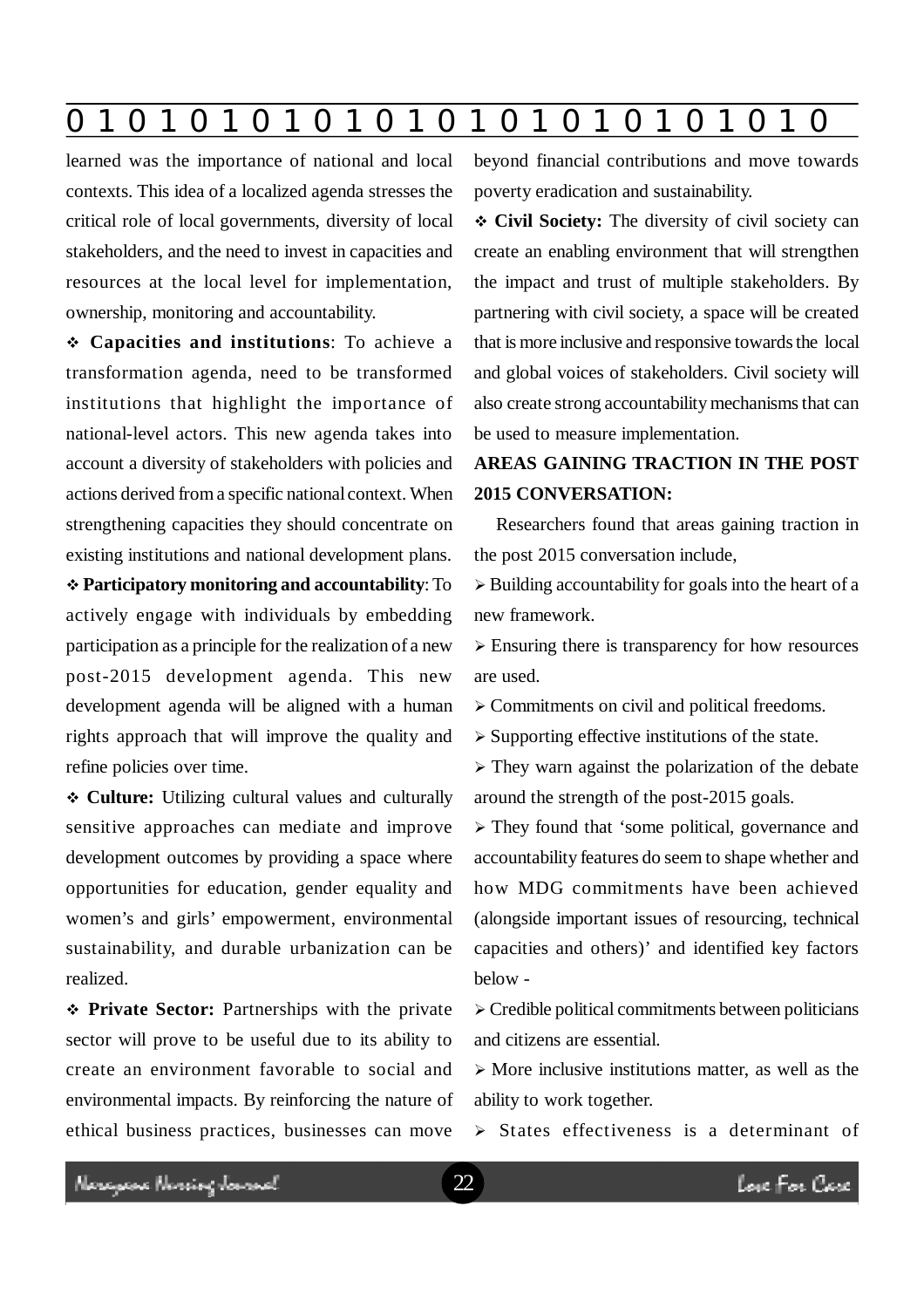learned was the importance of national and local contexts. This idea of a localized agenda stresses the critical role of local governments, diversity of local stakeholders, and the need to invest in capacities and resources at the local level for implementation, ownership, monitoring and accountability.

- **Capacities and institutions**: To achieve a transformation agenda, need to be transformed institutions that highlight the importance of national-level actors. This new agenda takes into account a diversity of stakeholders with policies and actions derived from a specific national context. When strengthening capacities they should concentrate on existing institutions and national development plans.
- **Participatory monitoring and accountability**: To actively engage with individuals by embedding participation as a principle for the realization of a new post-2015 development agenda. This new development agenda will be aligned with a human rights approach that will improve the quality and refine policies over time.
- **Culture:** Utilizing cultural values and culturally sensitive approaches can mediate and improve development outcomes by providing a space where opportunities for education, gender equality and women's and girls' empowerment, environmental sustainability, and durable urbanization can be realized.
- **Private Sector:** Partnerships with the private sector will prove to be useful due to its ability to create an environment favorable to social and environmental impacts. By reinforcing the nature of ethical business practices, businesses can move beyond financial contributions and move towards poverty eradication and sustainability.
- **Civil Society:** The diversity of civil society can create an enabling environment that will strengthen the impact and trust of multiple stakeholders. By partnering with civil society, a space will be created that is more inclusive and responsive towards the local and global voices of stakeholders. Civil society will also create strong accountability mechanisms that can be used to measure implementation.

**AREAS GAINING TRACTION IN THE POST 2015 CONVERSATION:**

Researchers found that areas gaining traction in the post 2015 conversation include,

- Building accountability for goals into the heart of a new framework.
- Ensuring there is transparency for how resources are used.
- Commitments on civil and political freedoms.
- Supporting effective institutions of the state.
- They warn against the polarization of the debate around the strength of the post-2015 goals.
- They found that 'some political, governance and accountability features do seem to shape whether and how MDG commitments have been achieved (alongside important issues of resourcing, technical capacities and others)' and identified key factors below -
- Credible political commitments between politicians and citizens are essential.
- More inclusive institutions matter, as well as the ability to work together.
- States effectiveness is a determinant of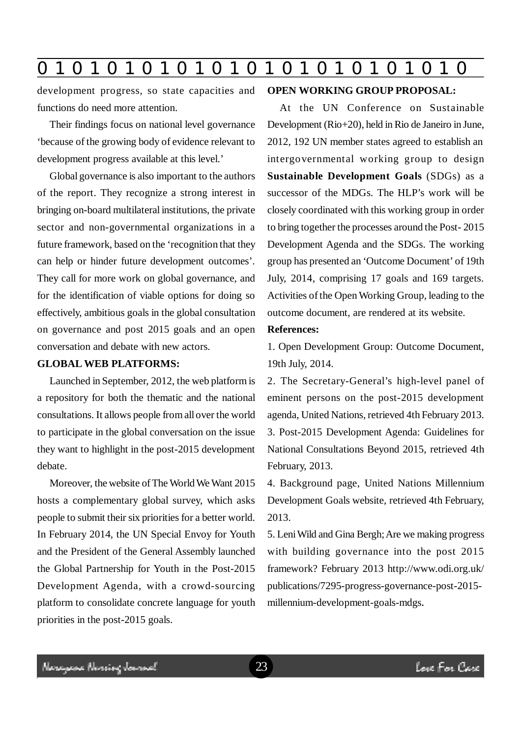development progress, so state capacities and functions do need more attention.

Their findings focus on national level governance 'because of the growing body of evidence relevant to development progress available at this level.'

Global governance is also important to the authors of the report. They recognize a strong interest in bringing on-board multilateral institutions, the private sector and non-governmental organizations in a future framework, based on the 'recognition that they can help or hinder future development outcomes'. They call for more work on global governance, and for the identification of viable options for doing so effectively, ambitious goals in the global consultation on governance and post 2015 goals and an open conversation and debate with new actors.

**GLOBAL WEB PLATFORMS:**

Launched in September, 2012, the web platform is a repository for both the thematic and the national consultations. It allows people from all over the world to participate in the global conversation on the issue they want to highlight in the post-2015 development debate.

Moreover, the website of The World We Want 2015 hosts a complementary global survey, which asks people to submit their six priorities for a better world. In February 2014, the UN Special Envoy for Youth and the President of the General Assembly launched the Global Partnership for Youth in the Post-2015 Development Agenda, with a crowd-sourcing platform to consolidate concrete language for youth priorities in the post-2015 goals.

**OPEN WORKING GROUP PROPOSAL:**

At the UN Conference on Sustainable Development (Rio+20), held in Rio de Janeiro in June, 2012, 192 UN member states agreed to establish an intergovernmental working group to design **Sustainable Development Goals** (SDGs) as a successor of the MDGs. The HLP's work will be closely coordinated with this working group in order to bring together the processes around the Post- 2015 Development Agenda and the SDGs. The working group has presented an 'Outcome Document' of 19th July, 2014, comprising 17 goals and 169 targets. Activities of the Open Working Group, leading to the outcome document, are rendered at its website.

**References:**

1. Open Development Group: Outcome Document, 19th July, 2014.
2. The Secretary-General's high-level panel of eminent persons on the post-2015 development agenda, United Nations, retrieved 4th February 2013.
3. Post-2015 Development Agenda: Guidelines for National Consultations Beyond 2015, retrieved 4th February, 2013.
4. Background page, United Nations Millennium Development Goals website, retrieved 4th February, 2013.
5. Leni Wild and Gina Bergh; Are we making progress with building governance into the post 2015 framework? February 2013 http://www.odi.org.uk/publications/7295-progress-governance-post-2015-millennium-development-goals-mdgs.